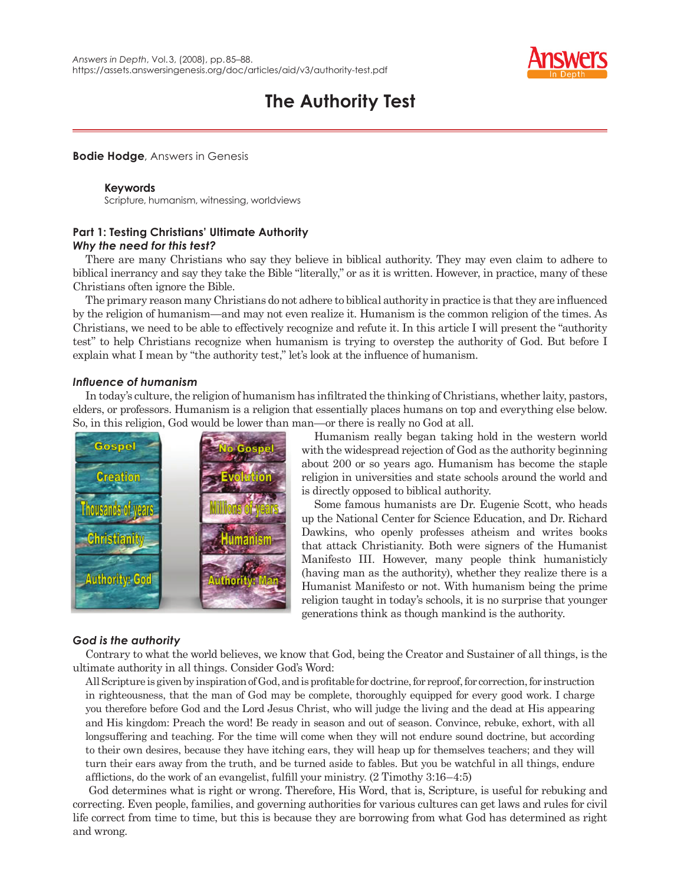# The Authority Test

**Bodie Hodge**, Answers in Genesis

**Keywords**
Scripture, humanism, witnessing, worldviews

## Part 1: Testing Christians' Ultimate Authority

### *Why the need for this test?*

There are many Christians who say they believe in biblical authority. They may even claim to adhere to biblical inerrancy and say they take the Bible "literally," or as it is written. However, in practice, many of these Christians often ignore the Bible.

The primary reason many Christians do not adhere to biblical authority in practice is that they are influenced by the religion of humanism—and may not even realize it. Humanism is the common religion of the times. As Christians, we need to be able to effectively recognize and refute it. In this article I will present the "authority test" to help Christians recognize when humanism is trying to overstep the authority of God. But before I explain what I mean by "the authority test," let's look at the influence of humanism.

### *Influence of humanism*

In today's culture, the religion of humanism has infiltrated the thinking of Christians, whether laity, pastors, elders, or professors. Humanism is a religion that essentially places humans on top and everything else below. So, in this religion, God would be lower than man—or there is really no God at all.

Humanism really began taking hold in the western world with the widespread rejection of God as the authority beginning about 200 or so years ago. Humanism has become the staple religion in universities and state schools around the world and is directly opposed to biblical authority.

Some famous humanists are Dr. Eugenie Scott, who heads up the National Center for Science Education, and Dr. Richard Dawkins, who openly professes atheism and writes books that attack Christianity. Both were signers of the Humanist Manifesto III. However, many people think humanisticly (having man as the authority), whether they realize there is a Humanist Manifesto or not. With humanism being the prime religion taught in today's schools, it is no surprise that younger generations think as though mankind is the authority.

### *God is the authority*

Contrary to what the world believes, we know that God, being the Creator and Sustainer of all things, is the ultimate authority in all things. Consider God's Word:

> All Scripture is given by inspiration of God, and is profitable for doctrine, for reproof, for correction, for instruction in righteousness, that the man of God may be complete, thoroughly equipped for every good work. I charge you therefore before God and the Lord Jesus Christ, who will judge the living and the dead at His appearing and His kingdom: Preach the word! Be ready in season and out of season. Convince, rebuke, exhort, with all longsuffering and teaching. For the time will come when they will not endure sound doctrine, but according to their own desires, because they have itching ears, they will heap up for themselves teachers; and they will turn their ears away from the truth, and be turned aside to fables. But you be watchful in all things, endure afflictions, do the work of an evangelist, fulfill your ministry. (2 Timothy 3:16–4:5)

God determines what is right or wrong. Therefore, His Word, that is, Scripture, is useful for rebuking and correcting. Even people, families, and governing authorities for various cultures can get laws and rules for civil life correct from time to time, but this is because they are borrowing from what God has determined as right and wrong.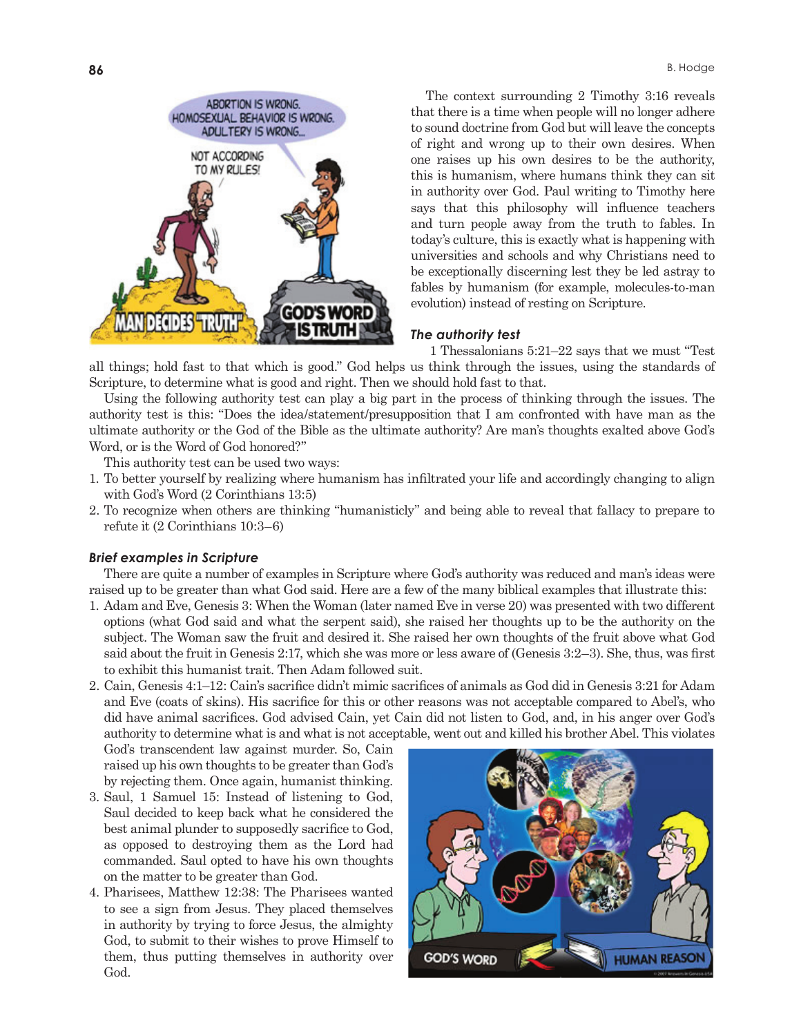The context surrounding 2 Timothy 3:16 reveals that there is a time when people will no longer adhere to sound doctrine from God but will leave the concepts of right and wrong up to their own desires. When one raises up his own desires to be the authority, this is humanism, where humans think they can sit in authority over God. Paul writing to Timothy here says that this philosophy will influence teachers and turn people away from the truth to fables. In today's culture, this is exactly what is happening with universities and schools and why Christians need to be exceptionally discerning lest they be led astray to fables by humanism (for example, molecules-to-man evolution) instead of resting on Scripture.

### *The authority test*

1 Thessalonians 5:21–22 says that we must "Test all things; hold fast to that which is good." God helps us think through the issues, using the standards of Scripture, to determine what is good and right. Then we should hold fast to that.

Using the following authority test can play a big part in the process of thinking through the issues. The authority test is this: "Does the idea/statement/presupposition that I am confronted with have man as the ultimate authority or the God of the Bible as the ultimate authority? Are man's thoughts exalted above God's Word, or is the Word of God honored?"

This authority test can be used two ways:

1. To better yourself by realizing where humanism has infiltrated your life and accordingly changing to align with God's Word (2 Corinthians 13:5)
2. To recognize when others are thinking "humanisticly" and being able to reveal that fallacy to prepare to refute it (2 Corinthians 10:3–6)

### *Brief examples in Scripture*

There are quite a number of examples in Scripture where God's authority was reduced and man's ideas were raised up to be greater than what God said. Here are a few of the many biblical examples that illustrate this:

1. Adam and Eve, Genesis 3: When the Woman (later named Eve in verse 20) was presented with two different options (what God said and what the serpent said), she raised her thoughts up to be the authority on the subject. The Woman saw the fruit and desired it. She raised her own thoughts of the fruit above what God said about the fruit in Genesis 2:17, which she was more or less aware of (Genesis 3:2–3). She, thus, was first to exhibit this humanist trait. Then Adam followed suit.
2. Cain, Genesis 4:1–12: Cain's sacrifice didn't mimic sacrifices of animals as God did in Genesis 3:21 for Adam and Eve (coats of skins). His sacrifice for this or other reasons was not acceptable compared to Abel's, who did have animal sacrifices. God advised Cain, yet Cain did not listen to God, and, in his anger over God's authority to determine what is and what is not acceptable, went out and killed his brother Abel. This violates God's transcendent law against murder. So, Cain raised up his own thoughts to be greater than God's by rejecting them. Once again, humanist thinking.
3. Saul, 1 Samuel 15: Instead of listening to God, Saul decided to keep back what he considered the best animal plunder to supposedly sacrifice to God, as opposed to destroying them as the Lord had commanded. Saul opted to have his own thoughts on the matter to be greater than God.
4. Pharisees, Matthew 12:38: The Pharisees wanted to see a sign from Jesus. They placed themselves in authority by trying to force Jesus, the almighty God, to submit to their wishes to prove Himself to them, thus putting themselves in authority over God.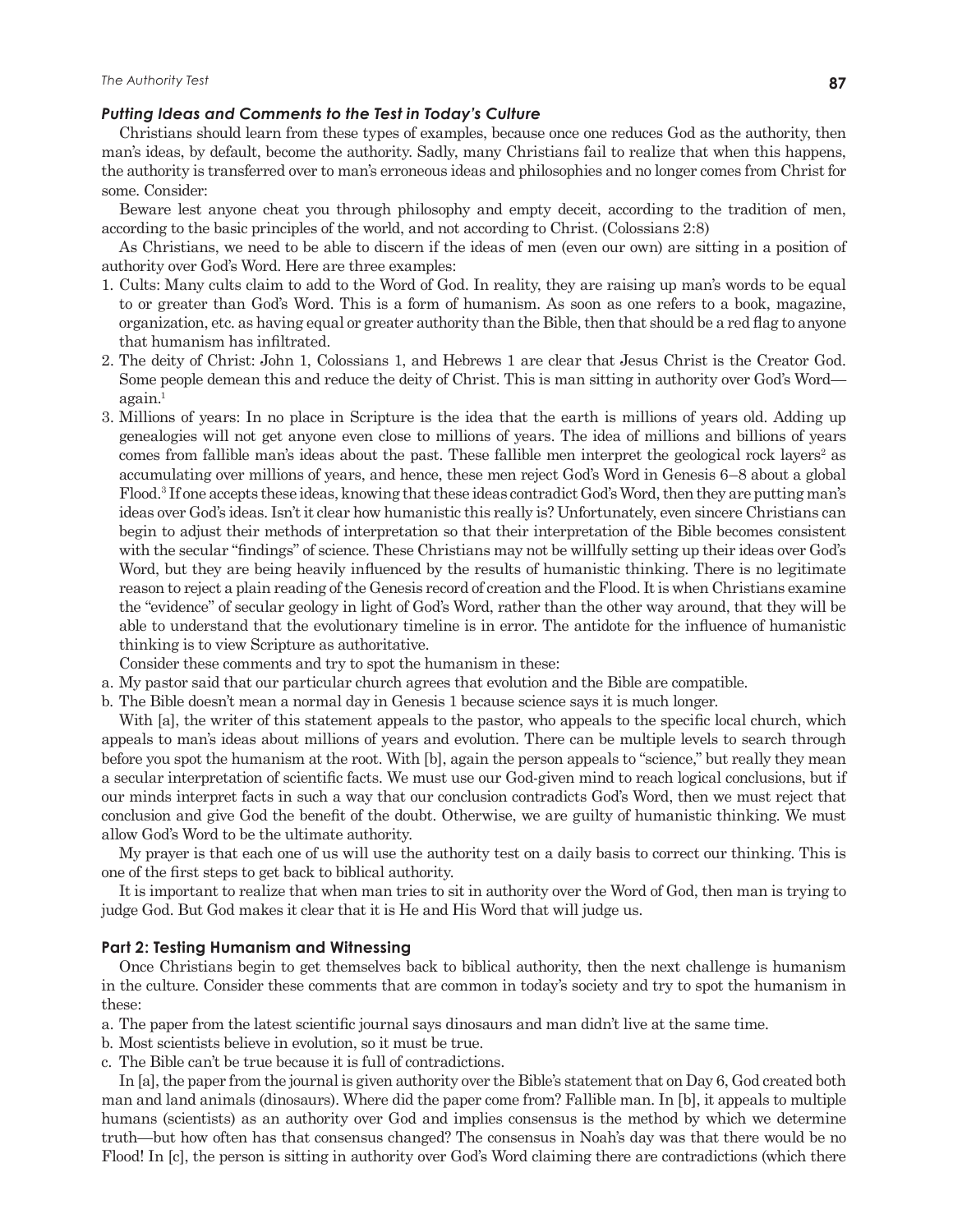### *Putting Ideas and Comments to the Test in Today's Culture*

Christians should learn from these types of examples, because once one reduces God as the authority, then man's ideas, by default, become the authority. Sadly, many Christians fail to realize that when this happens, the authority is transferred over to man's erroneous ideas and philosophies and no longer comes from Christ for some. Consider:

Beware lest anyone cheat you through philosophy and empty deceit, according to the tradition of men, according to the basic principles of the world, and not according to Christ. (Colossians 2:8)

As Christians, we need to be able to discern if the ideas of men (even our own) are sitting in a position of authority over God's Word. Here are three examples:

1. Cults: Many cults claim to add to the Word of God. In reality, they are raising up man's words to be equal to or greater than God's Word. This is a form of humanism. As soon as one refers to a book, magazine, organization, etc. as having equal or greater authority than the Bible, then that should be a red flag to anyone that humanism has infiltrated.
2. The deity of Christ: John 1, Colossians 1, and Hebrews 1 are clear that Jesus Christ is the Creator God. Some people demean this and reduce the deity of Christ. This is man sitting in authority over God's Word—again.[1]
3. Millions of years: In no place in Scripture is the idea that the earth is millions of years old. Adding up genealogies will not get anyone even close to millions of years. The idea of millions and billions of years comes from fallible man's ideas about the past. These fallible men interpret the geological rock layers[2] as accumulating over millions of years, and hence, these men reject God's Word in Genesis 6–8 about a global Flood.[3] If one accepts these ideas, knowing that these ideas contradict God's Word, then they are putting man's ideas over God's ideas. Isn't it clear how humanistic this really is? Unfortunately, even sincere Christians can begin to adjust their methods of interpretation so that their interpretation of the Bible becomes consistent with the secular "findings" of science. These Christians may not be willfully setting up their ideas over God's Word, but they are being heavily influenced by the results of humanistic thinking. There is no legitimate reason to reject a plain reading of the Genesis record of creation and the Flood. It is when Christians examine the "evidence" of secular geology in light of God's Word, rather than the other way around, that they will be able to understand that the evolutionary timeline is in error. The antidote for the influence of humanistic thinking is to view Scripture as authoritative.

Consider these comments and try to spot the humanism in these:

a. My pastor said that our particular church agrees that evolution and the Bible are compatible.
b. The Bible doesn't mean a normal day in Genesis 1 because science says it is much longer.

With [a], the writer of this statement appeals to the pastor, who appeals to the specific local church, which appeals to man's ideas about millions of years and evolution. There can be multiple levels to search through before you spot the humanism at the root. With [b], again the person appeals to "science," but really they mean a secular interpretation of scientific facts. We must use our God-given mind to reach logical conclusions, but if our minds interpret facts in such a way that our conclusion contradicts God's Word, then we must reject that conclusion and give God the benefit of the doubt. Otherwise, we are guilty of humanistic thinking. We must allow God's Word to be the ultimate authority.

My prayer is that each one of us will use the authority test on a daily basis to correct our thinking. This is one of the first steps to get back to biblical authority.

It is important to realize that when man tries to sit in authority over the Word of God, then man is trying to judge God. But God makes it clear that it is He and His Word that will judge us.

### Part 2: Testing Humanism and Witnessing

Once Christians begin to get themselves back to biblical authority, then the next challenge is humanism in the culture. Consider these comments that are common in today's society and try to spot the humanism in these:

a. The paper from the latest scientific journal says dinosaurs and man didn't live at the same time.
b. Most scientists believe in evolution, so it must be true.
c. The Bible can't be true because it is full of contradictions.

In [a], the paper from the journal is given authority over the Bible's statement that on Day 6, God created both man and land animals (dinosaurs). Where did the paper come from? Fallible man. In [b], it appeals to multiple humans (scientists) as an authority over God and implies consensus is the method by which we determine truth—but how often has that consensus changed? The consensus in Noah's day was that there would be no Flood! In [c], the person is sitting in authority over God's Word claiming there are contradictions (which there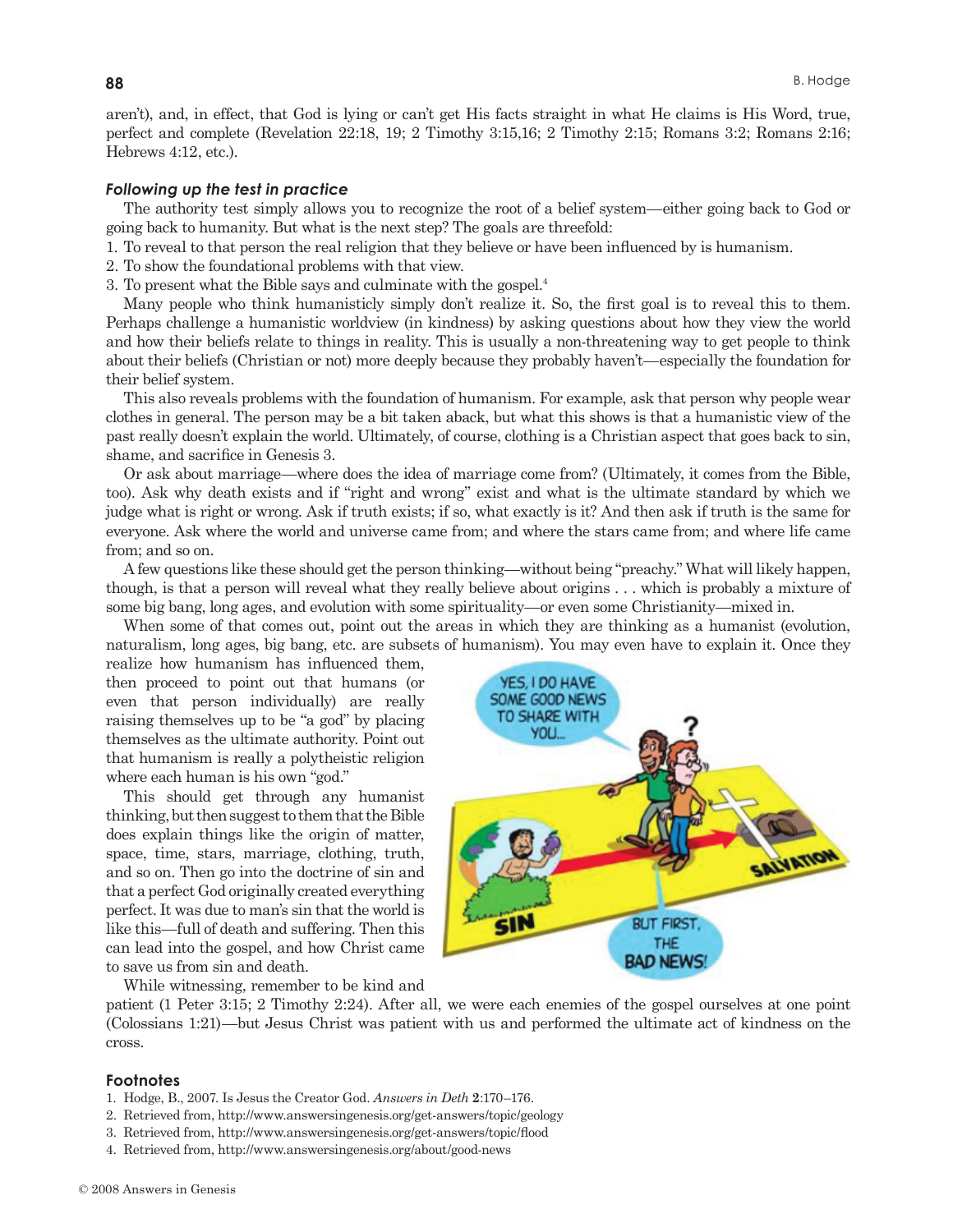aren't), and, in effect, that God is lying or can't get His facts straight in what He claims is His Word, true, perfect and complete (Revelation 22:18, 19; 2 Timothy 3:15,16; 2 Timothy 2:15; Romans 3:2; Romans 2:16; Hebrews 4:12, etc.).

### *Following up the test in practice*

The authority test simply allows you to recognize the root of a belief system—either going back to God or going back to humanity. But what is the next step? The goals are threefold:

1. To reveal to that person the real religion that they believe or have been influenced by is humanism.
2. To show the foundational problems with that view.
3. To present what the Bible says and culminate with the gospel.[4]

Many people who think humanisticly simply don't realize it. So, the first goal is to reveal this to them. Perhaps challenge a humanistic worldview (in kindness) by asking questions about how they view the world and how their beliefs relate to things in reality. This is usually a non-threatening way to get people to think about their beliefs (Christian or not) more deeply because they probably haven't—especially the foundation for their belief system.

This also reveals problems with the foundation of humanism. For example, ask that person why people wear clothes in general. The person may be a bit taken aback, but what this shows is that a humanistic view of the past really doesn't explain the world. Ultimately, of course, clothing is a Christian aspect that goes back to sin, shame, and sacrifice in Genesis 3.

Or ask about marriage—where does the idea of marriage come from? (Ultimately, it comes from the Bible, too). Ask why death exists and if "right and wrong" exist and what is the ultimate standard by which we judge what is right or wrong. Ask if truth exists; if so, what exactly is it? And then ask if truth is the same for everyone. Ask where the world and universe came from; and where the stars came from; and where life came from; and so on.

A few questions like these should get the person thinking—without being "preachy." What will likely happen, though, is that a person will reveal what they really believe about origins . . . which is probably a mixture of some big bang, long ages, and evolution with some spirituality—or even some Christianity—mixed in.

When some of that comes out, point out the areas in which they are thinking as a humanist (evolution, naturalism, long ages, big bang, etc. are subsets of humanism). You may even have to explain it. Once they realize how humanism has influenced them, then proceed to point out that humans (or even that person individually) are really raising themselves up to be "a god" by placing themselves as the ultimate authority. Point out that humanism is really a polytheistic religion where each human is his own "god."

This should get through any humanist thinking, but then suggest to them that the Bible does explain things like the origin of matter, space, time, stars, marriage, clothing, truth, and so on. Then go into the doctrine of sin and that a perfect God originally created everything perfect. It was due to man's sin that the world is like this—full of death and suffering. Then this can lead into the gospel, and how Christ came to save us from sin and death.

While witnessing, remember to be kind and patient (1 Peter 3:15; 2 Timothy 2:24). After all, we were each enemies of the gospel ourselves at one point (Colossians 1:21)—but Jesus Christ was patient with us and performed the ultimate act of kindness on the cross.

## Footnotes

1. Hodge, B., 2007. Is Jesus the Creator God. *Answers in Deth* **2**:170–176.
2. Retrieved from, http://www.answersingenesis.org/get-answers/topic/geology
3. Retrieved from, http://www.answersingenesis.org/get-answers/topic/flood
4. Retrieved from, http://www.answersingenesis.org/about/good-news

© 2008 Answers in Genesis